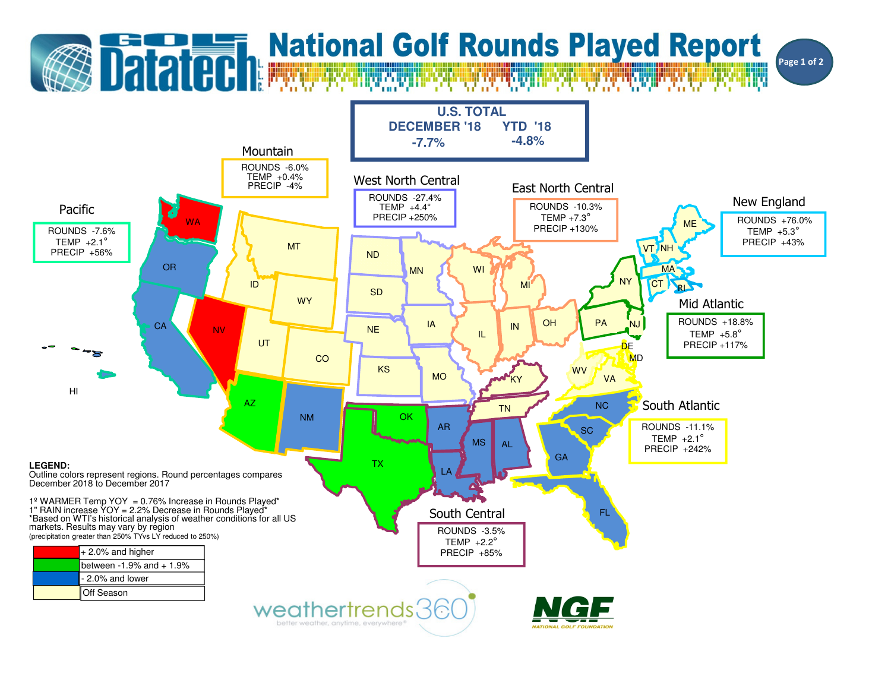# National Golf Rounds Played Report

**Golf Datatech L.L.C.**

## U.S. TOTAL

| DECEMBER '18 | YTD '18 |
|---|---|
| -7.7% | -4.8% |

## Regional Results

| Region | Rounds | Temp | Precip |
|---|---|---|---|
| Pacific | -7.6% | +2.1° | +56% |
| Mountain | -6.0% | +0.4% | -4% |
| West North Central | -27.4% | +4.4° | +250% |
| East North Central | -10.3% | +7.3° | +130% |
| New England | +76.0% | +5.3° | +43% |
| Mid Atlantic | +18.8% | +5.8° | +117% |
| South Atlantic | -11.1% | +2.1° | +242% |
| South Central | -3.5% | +2.2° | +85% |

**LEGEND:**
Outline colors represent regions. Round percentages compares December 2018 to December 2017

1º WARMER Temp YOY = 0.76% Increase in Rounds Played*
1" RAIN increase YOY = 2.2% Decrease in Rounds Played*
*Based on WTI's historical analysis of weather conditions for all US markets. Results may vary by region
(precipitation greater than 250% TYvs LY reduced to 250%)

| Color | Meaning |
|---|---|
| Red | + 2.0% and higher |
| Green | between -1.9% and + 1.9% |
| Blue | - 2.0% and lower |
| Light yellow | Off Season |

weathertrends360 — better weather, anytime, everywhere®

NGF — NATIONAL GOLF FOUNDATION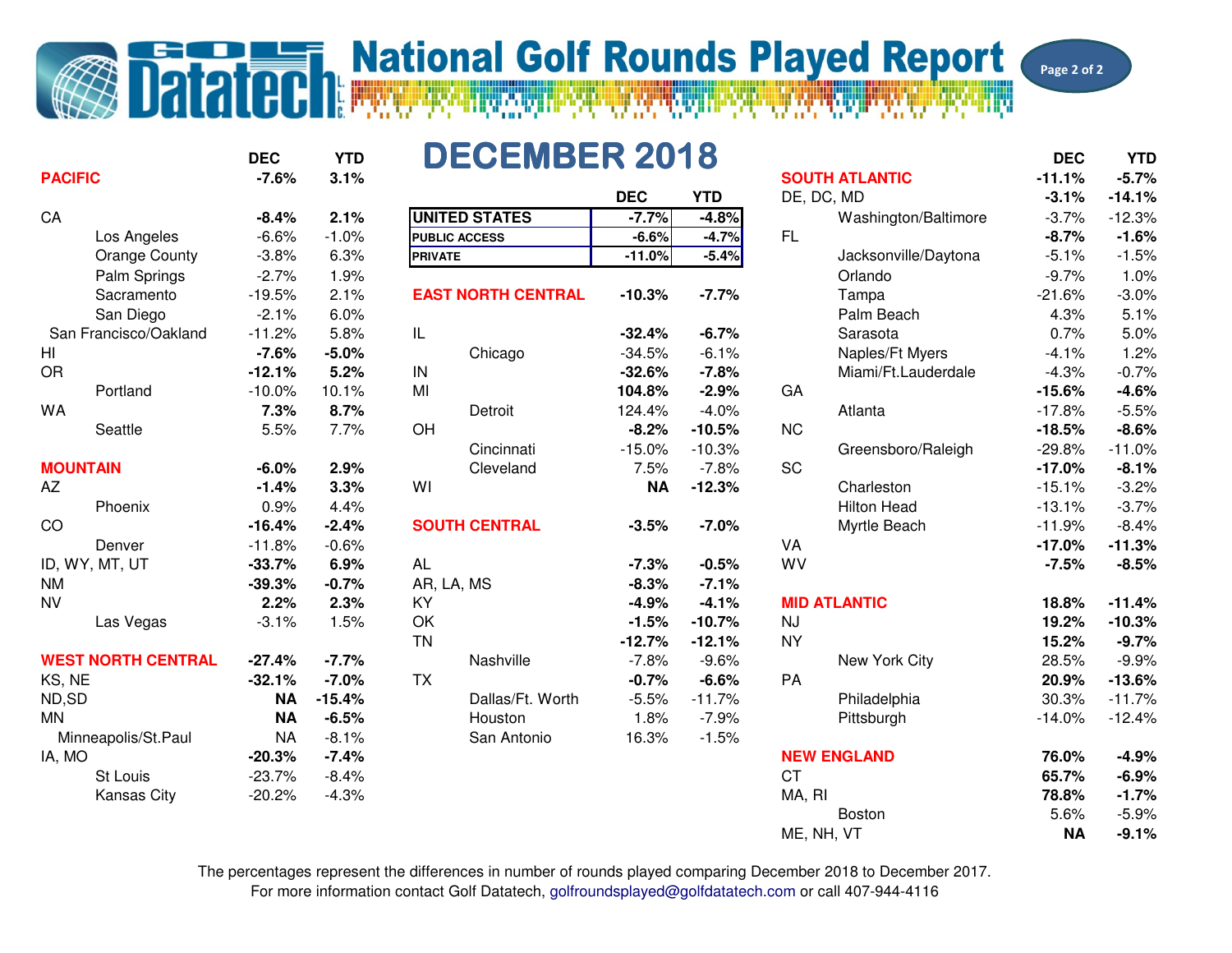# National Golf Rounds Played Report

## DECEMBER 2018

| | DEC | YTD |
|---|---|---|
| **UNITED STATES** | **-7.7%** | **-4.8%** |
| **PUBLIC ACCESS** | **-6.6%** | **-4.7%** |
| **PRIVATE** | **-11.0%** | **-5.4%** |

| | DEC | YTD |
|---|---|---|
| **PACIFIC** | **-7.6%** | **3.1%** |
| CA | **-8.4%** | **2.1%** |
| Los Angeles | -6.6% | -1.0% |
| Orange County | -3.8% | 6.3% |
| Palm Springs | -2.7% | 1.9% |
| Sacramento | -19.5% | 2.1% |
| San Diego | -2.1% | 6.0% |
| San Francisco/Oakland | -11.2% | 5.8% |
| HI | **-7.6%** | **-5.0%** |
| OR | **-12.1%** | **5.2%** |
| Portland | -10.0% | 10.1% |
| WA | **7.3%** | **8.7%** |
| Seattle | 5.5% | 7.7% |
| **MOUNTAIN** | **-6.0%** | **2.9%** |
| AZ | **-1.4%** | **3.3%** |
| Phoenix | 0.9% | 4.4% |
| CO | **-16.4%** | **-2.4%** |
| Denver | -11.8% | -0.6% |
| ID, WY, MT, UT | **-33.7%** | **6.9%** |
| NM | **-39.3%** | **-0.7%** |
| NV | **2.2%** | **2.3%** |
| Las Vegas | -3.1% | 1.5% |
| **WEST NORTH CENTRAL** | **-27.4%** | **-7.7%** |
| KS, NE | **-32.1%** | **-7.0%** |
| ND,SD | **NA** | **-15.4%** |
| MN | **NA** | **-6.5%** |
| Minneapolis/St.Paul | NA | -8.1% |
| IA, MO | **-20.3%** | **-7.4%** |
| St Louis | -23.7% | -8.4% |
| Kansas City | -20.2% | -4.3% |

| | DEC | YTD |
|---|---|---|
| **EAST NORTH CENTRAL** | **-10.3%** | **-7.7%** |
| IL | **-32.4%** | **-6.7%** |
| Chicago | -34.5% | -6.1% |
| IN | **-32.6%** | **-7.8%** |
| MI | **104.8%** | **-2.9%** |
| Detroit | 124.4% | -4.0% |
| OH | **-8.2%** | **-10.5%** |
| Cincinnati | -15.0% | -10.3% |
| Cleveland | 7.5% | -7.8% |
| WI | **NA** | **-12.3%** |
| **SOUTH CENTRAL** | **-3.5%** | **-7.0%** |
| AL | **-7.3%** | **-0.5%** |
| AR, LA, MS | **-8.3%** | **-7.1%** |
| KY | **-4.9%** | **-4.1%** |
| OK | **-1.5%** | **-10.7%** |
| TN | **-12.7%** | **-12.1%** |
| Nashville | -7.8% | -9.6% |
| TX | **-0.7%** | **-6.6%** |
| Dallas/Ft. Worth | -5.5% | -11.7% |
| Houston | 1.8% | -7.9% |
| San Antonio | 16.3% | -1.5% |

| | DEC | YTD |
|---|---|---|
| **SOUTH ATLANTIC** | **-11.1%** | **-5.7%** |
| DE, DC, MD | **-3.1%** | **-14.1%** |
| Washington/Baltimore | -3.7% | -12.3% |
| FL | **-8.7%** | **-1.6%** |
| Jacksonville/Daytona | -5.1% | -1.5% |
| Orlando | -9.7% | 1.0% |
| Tampa | -21.6% | -3.0% |
| Palm Beach | 4.3% | 5.1% |
| Sarasota | 0.7% | 5.0% |
| Naples/Ft Myers | -4.1% | 1.2% |
| Miami/Ft.Lauderdale | -4.3% | -0.7% |
| GA | **-15.6%** | **-4.6%** |
| Atlanta | -17.8% | -5.5% |
| NC | **-18.5%** | **-8.6%** |
| Greensboro/Raleigh | -29.8% | -11.0% |
| SC | **-17.0%** | **-8.1%** |
| Charleston | -15.1% | -3.2% |
| Hilton Head | -13.1% | -3.7% |
| Myrtle Beach | -11.9% | -8.4% |
| VA | **-17.0%** | **-11.3%** |
| WV | **-7.5%** | **-8.5%** |
| **MID ATLANTIC** | **18.8%** | **-11.4%** |
| NJ | **19.2%** | **-10.3%** |
| NY | **15.2%** | **-9.7%** |
| New York City | 28.5% | -9.9% |
| PA | **20.9%** | **-13.6%** |
| Philadelphia | 30.3% | -11.7% |
| Pittsburgh | -14.0% | -12.4% |
| **NEW ENGLAND** | **76.0%** | **-4.9%** |
| CT | **65.7%** | **-6.9%** |
| MA, RI | **78.8%** | **-1.7%** |
| Boston | 5.6% | -5.9% |
| ME, NH, VT | **NA** | **-9.1%** |

The percentages represent the differences in number of rounds played comparing December 2018 to December 2017.
For more information contact Golf Datatech, golfroundsplayed@golfdatatech.com or call 407-944-4116